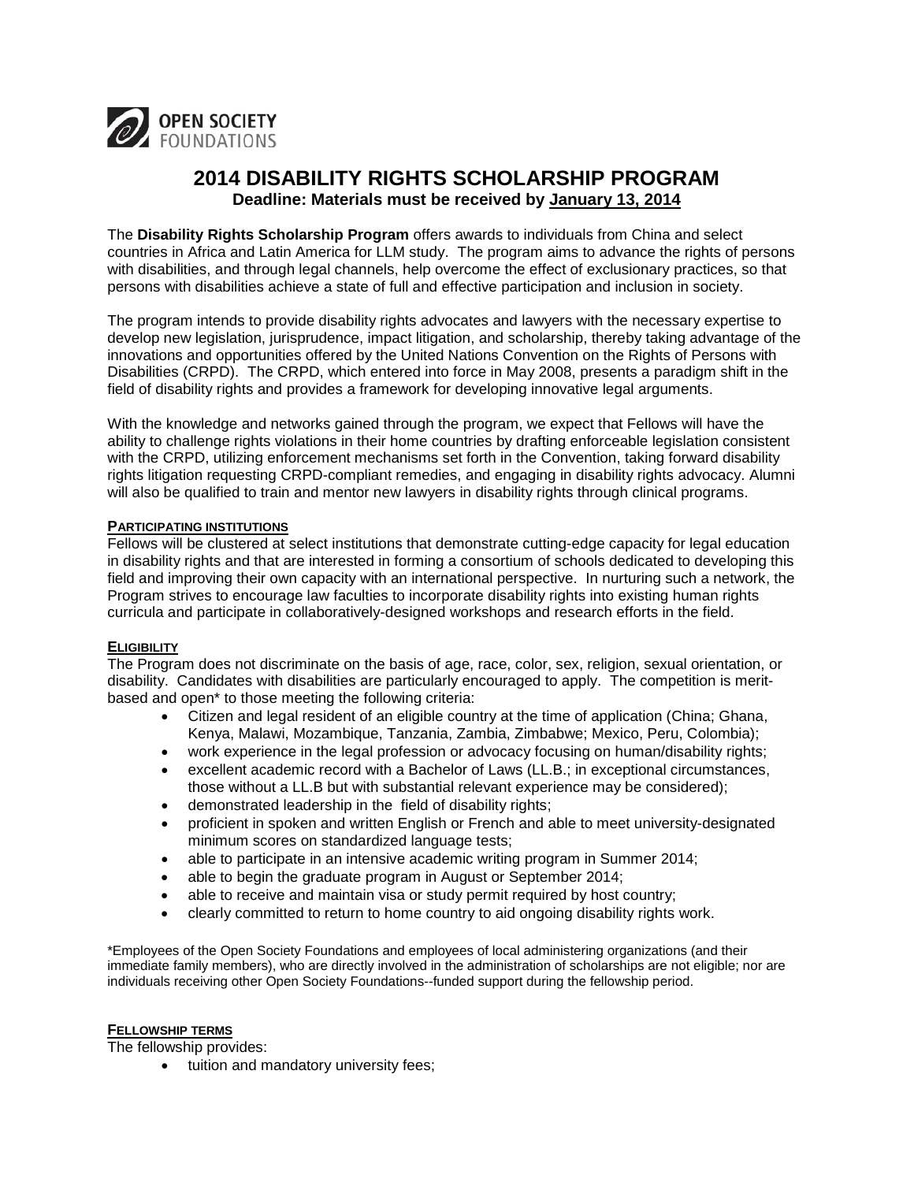OPEN SOCIETY FOUNDATIONS

# 2014 DISABILITY RIGHTS SCHOLARSHIP PROGRAM

**Deadline: Materials must be received by January 13, 2014**

The **Disability Rights Scholarship Program** offers awards to individuals from China and select countries in Africa and Latin America for LLM study. The program aims to advance the rights of persons with disabilities, and through legal channels, help overcome the effect of exclusionary practices, so that persons with disabilities achieve a state of full and effective participation and inclusion in society.

The program intends to provide disability rights advocates and lawyers with the necessary expertise to develop new legislation, jurisprudence, impact litigation, and scholarship, thereby taking advantage of the innovations and opportunities offered by the United Nations Convention on the Rights of Persons with Disabilities (CRPD). The CRPD, which entered into force in May 2008, presents a paradigm shift in the field of disability rights and provides a framework for developing innovative legal arguments.

With the knowledge and networks gained through the program, we expect that Fellows will have the ability to challenge rights violations in their home countries by drafting enforceable legislation consistent with the CRPD, utilizing enforcement mechanisms set forth in the Convention, taking forward disability rights litigation requesting CRPD-compliant remedies, and engaging in disability rights advocacy. Alumni will also be qualified to train and mentor new lawyers in disability rights through clinical programs.

## PARTICIPATING INSTITUTIONS

Fellows will be clustered at select institutions that demonstrate cutting-edge capacity for legal education in disability rights and that are interested in forming a consortium of schools dedicated to developing this field and improving their own capacity with an international perspective. In nurturing such a network, the Program strives to encourage law faculties to incorporate disability rights into existing human rights curricula and participate in collaboratively-designed workshops and research efforts in the field.

## ELIGIBILITY

The Program does not discriminate on the basis of age, race, color, sex, religion, sexual orientation, or disability. Candidates with disabilities are particularly encouraged to apply. The competition is merit-based and open* to those meeting the following criteria:

- Citizen and legal resident of an eligible country at the time of application (China; Ghana, Kenya, Malawi, Mozambique, Tanzania, Zambia, Zimbabwe; Mexico, Peru, Colombia);
- work experience in the legal profession or advocacy focusing on human/disability rights;
- excellent academic record with a Bachelor of Laws (LL.B.; in exceptional circumstances, those without a LL.B but with substantial relevant experience may be considered);
- demonstrated leadership in the field of disability rights;
- proficient in spoken and written English or French and able to meet university-designated minimum scores on standardized language tests;
- able to participate in an intensive academic writing program in Summer 2014;
- able to begin the graduate program in August or September 2014;
- able to receive and maintain visa or study permit required by host country;
- clearly committed to return to home country to aid ongoing disability rights work.

*Employees of the Open Society Foundations and employees of local administering organizations (and their immediate family members), who are directly involved in the administration of scholarships are not eligible; nor are individuals receiving other Open Society Foundations--funded support during the fellowship period.

## FELLOWSHIP TERMS

The fellowship provides:

- tuition and mandatory university fees;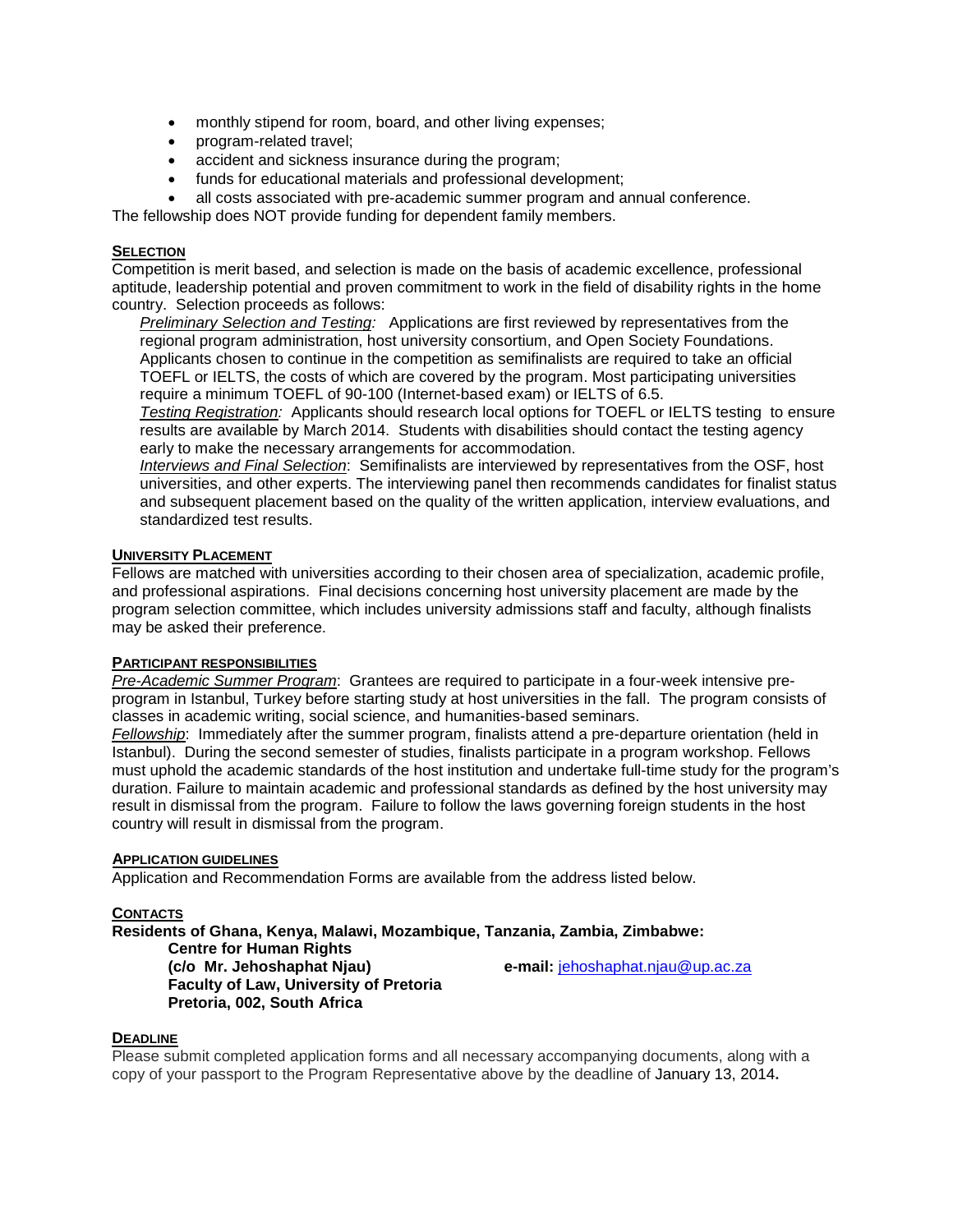- monthly stipend for room, board, and other living expenses;
- program-related travel;
- accident and sickness insurance during the program;
- funds for educational materials and professional development;
- all costs associated with pre-academic summer program and annual conference.

The fellowship does NOT provide funding for dependent family members.

## SELECTION

Competition is merit based, and selection is made on the basis of academic excellence, professional aptitude, leadership potential and proven commitment to work in the field of disability rights in the home country. Selection proceeds as follows:

*Preliminary Selection and Testing:* Applications are first reviewed by representatives from the regional program administration, host university consortium, and Open Society Foundations. Applicants chosen to continue in the competition as semifinalists are required to take an official TOEFL or IELTS, the costs of which are covered by the program. Most participating universities require a minimum TOEFL of 90-100 (Internet-based exam) or IELTS of 6.5.

*Testing Registration:* Applicants should research local options for TOEFL or IELTS testing to ensure results are available by March 2014. Students with disabilities should contact the testing agency early to make the necessary arrangements for accommodation.

*Interviews and Final Selection*: Semifinalists are interviewed by representatives from the OSF, host universities, and other experts. The interviewing panel then recommends candidates for finalist status and subsequent placement based on the quality of the written application, interview evaluations, and standardized test results.

## UNIVERSITY PLACEMENT

Fellows are matched with universities according to their chosen area of specialization, academic profile, and professional aspirations. Final decisions concerning host university placement are made by the program selection committee, which includes university admissions staff and faculty, although finalists may be asked their preference.

## PARTICIPANT RESPONSIBILITIES

*Pre-Academic Summer Program*: Grantees are required to participate in a four-week intensive pre-program in Istanbul, Turkey before starting study at host universities in the fall. The program consists of classes in academic writing, social science, and humanities-based seminars.

*Fellowship*: Immediately after the summer program, finalists attend a pre-departure orientation (held in Istanbul). During the second semester of studies, finalists participate in a program workshop. Fellows must uphold the academic standards of the host institution and undertake full-time study for the program's duration. Failure to maintain academic and professional standards as defined by the host university may result in dismissal from the program. Failure to follow the laws governing foreign students in the host country will result in dismissal from the program.

## APPLICATION GUIDELINES

Application and Recommendation Forms are available from the address listed below.

## CONTACTS

**Residents of Ghana, Kenya, Malawi, Mozambique, Tanzania, Zambia, Zimbabwe:**

**Centre for Human Rights**
**(c/o Mr. Jehoshaphat Njau)**
**Faculty of Law, University of Pretoria**
**Pretoria, 002, South Africa**

**e-mail:** jehoshaphat.njau@up.ac.za

## DEADLINE

Please submit completed application forms and all necessary accompanying documents, along with a copy of your passport to the Program Representative above by the deadline of January 13, 2014**.**